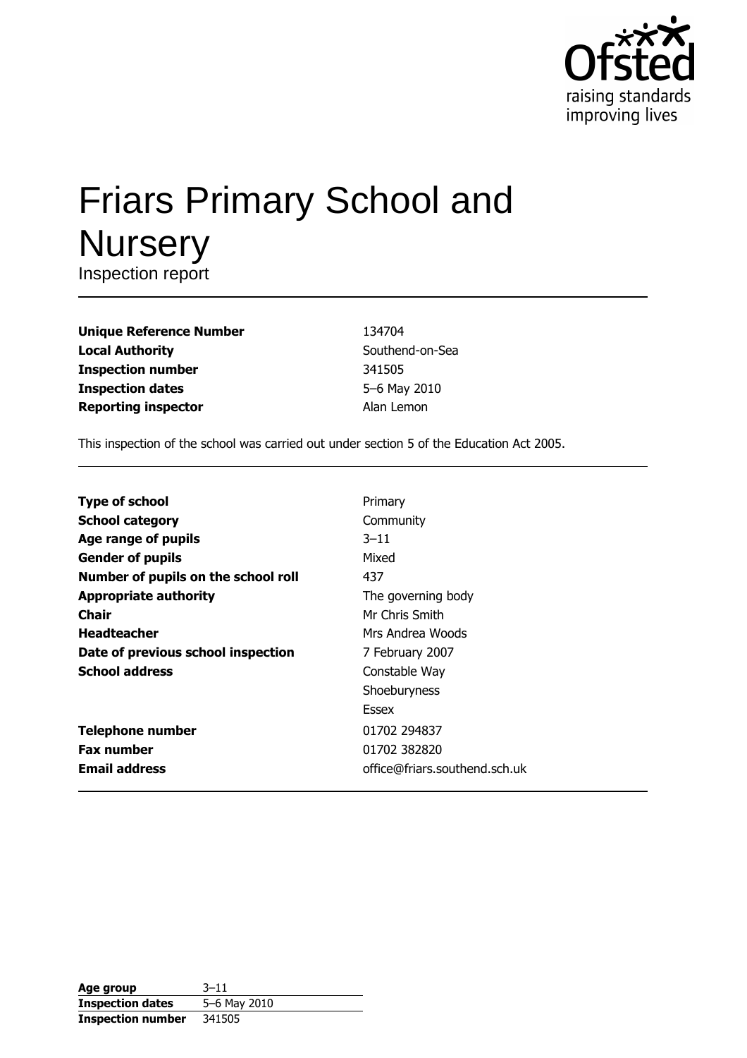# Friars Primary School and Nursery

Inspection report

| | |
|---|---|
| **Unique Reference Number** | 134704 |
| **Local Authority** | Southend-on-Sea |
| **Inspection number** | 341505 |
| **Inspection dates** | 5–6 May 2010 |
| **Reporting inspector** | Alan Lemon |

This inspection of the school was carried out under section 5 of the Education Act 2005.

| | |
|---|---|
| **Type of school** | Primary |
| **School category** | Community |
| **Age range of pupils** | 3–11 |
| **Gender of pupils** | Mixed |
| **Number of pupils on the school roll** | 437 |
| **Appropriate authority** | The governing body |
| **Chair** | Mr Chris Smith |
| **Headteacher** | Mrs Andrea Woods |
| **Date of previous school inspection** | 7 February 2007 |
| **School address** | Constable Way<br>Shoeburyness<br>Essex |
| **Telephone number** | 01702 294837 |
| **Fax number** | 01702 382820 |
| **Email address** | office@friars.southend.sch.uk |

| | |
|---|---|
| **Age group** | 3–11 |
| **Inspection dates** | 5–6 May 2010 |
| **Inspection number** | 341505 |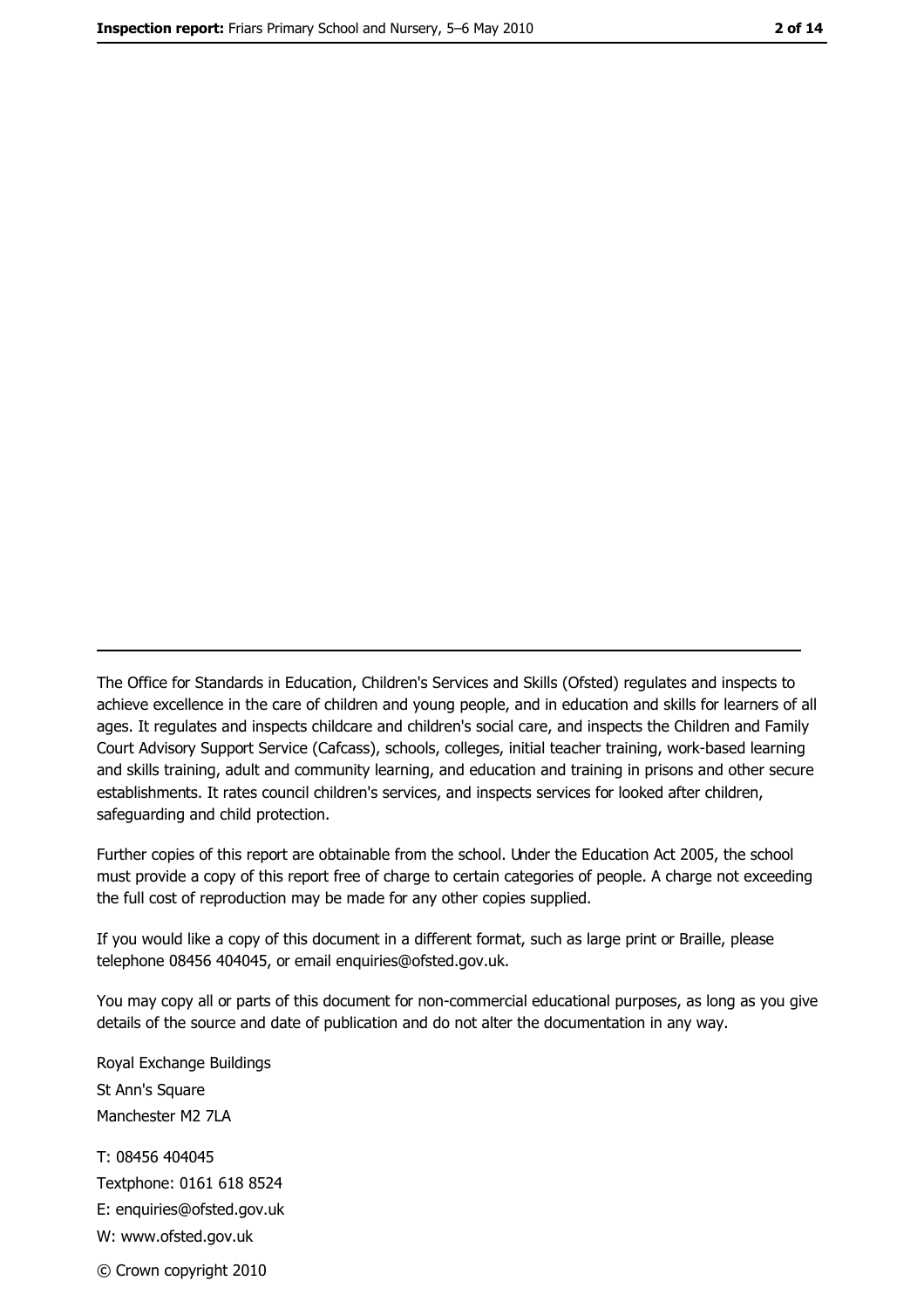The Office for Standards in Education, Children's Services and Skills (Ofsted) regulates and inspects to achieve excellence in the care of children and young people, and in education and skills for learners of all ages. It regulates and inspects childcare and children's social care, and inspects the Children and Family Court Advisory Support Service (Cafcass), schools, colleges, initial teacher training, work-based learning and skills training, adult and community learning, and education and training in prisons and other secure establishments. It rates council children's services, and inspects services for looked after children, safeguarding and child protection.

Further copies of this report are obtainable from the school. Under the Education Act 2005, the school must provide a copy of this report free of charge to certain categories of people. A charge not exceeding the full cost of reproduction may be made for any other copies supplied.

If you would like a copy of this document in a different format, such as large print or Braille, please telephone 08456 404045, or email enquiries@ofsted.gov.uk.

You may copy all or parts of this document for non-commercial educational purposes, as long as you give details of the source and date of publication and do not alter the documentation in any way.

Royal Exchange Buildings
St Ann's Square
Manchester M2 7LA

T: 08456 404045
Textphone: 0161 618 8524
E: enquiries@ofsted.gov.uk
W: www.ofsted.gov.uk

© Crown copyright 2010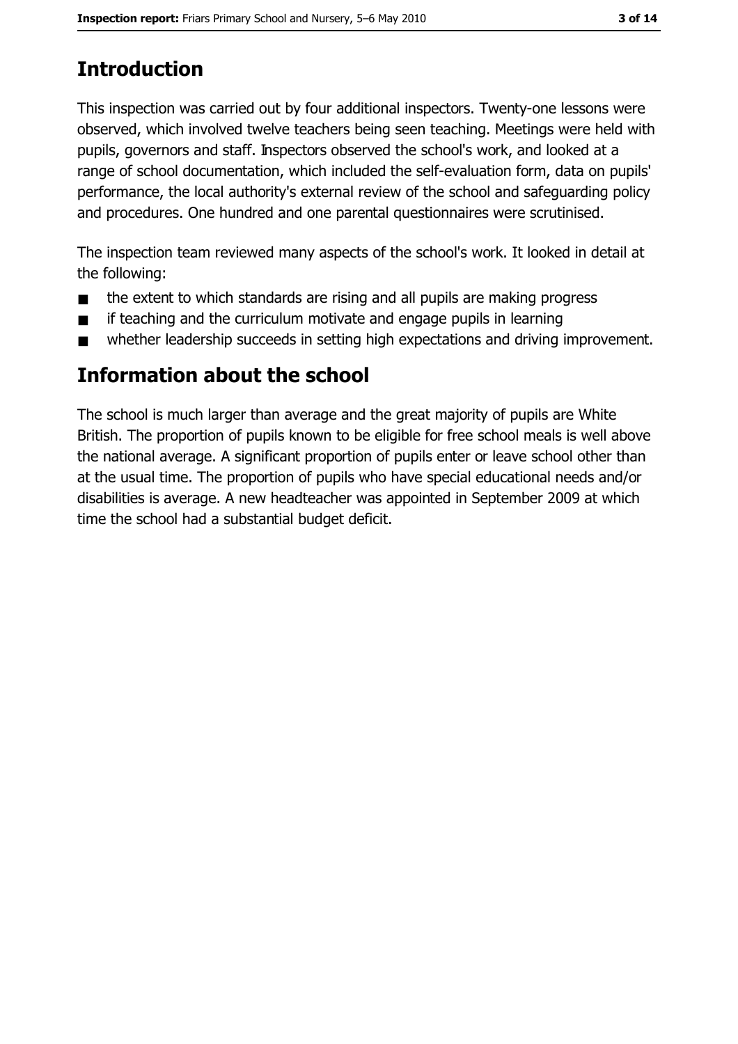# Introduction

This inspection was carried out by four additional inspectors. Twenty-one lessons were observed, which involved twelve teachers being seen teaching. Meetings were held with pupils, governors and staff. Inspectors observed the school's work, and looked at a range of school documentation, which included the self-evaluation form, data on pupils' performance, the local authority's external review of the school and safeguarding policy and procedures. One hundred and one parental questionnaires were scrutinised.

The inspection team reviewed many aspects of the school's work. It looked in detail at the following:

- the extent to which standards are rising and all pupils are making progress
- if teaching and the curriculum motivate and engage pupils in learning
- whether leadership succeeds in setting high expectations and driving improvement.

# Information about the school

The school is much larger than average and the great majority of pupils are White British. The proportion of pupils known to be eligible for free school meals is well above the national average. A significant proportion of pupils enter or leave school other than at the usual time. The proportion of pupils who have special educational needs and/or disabilities is average. A new headteacher was appointed in September 2009 at which time the school had a substantial budget deficit.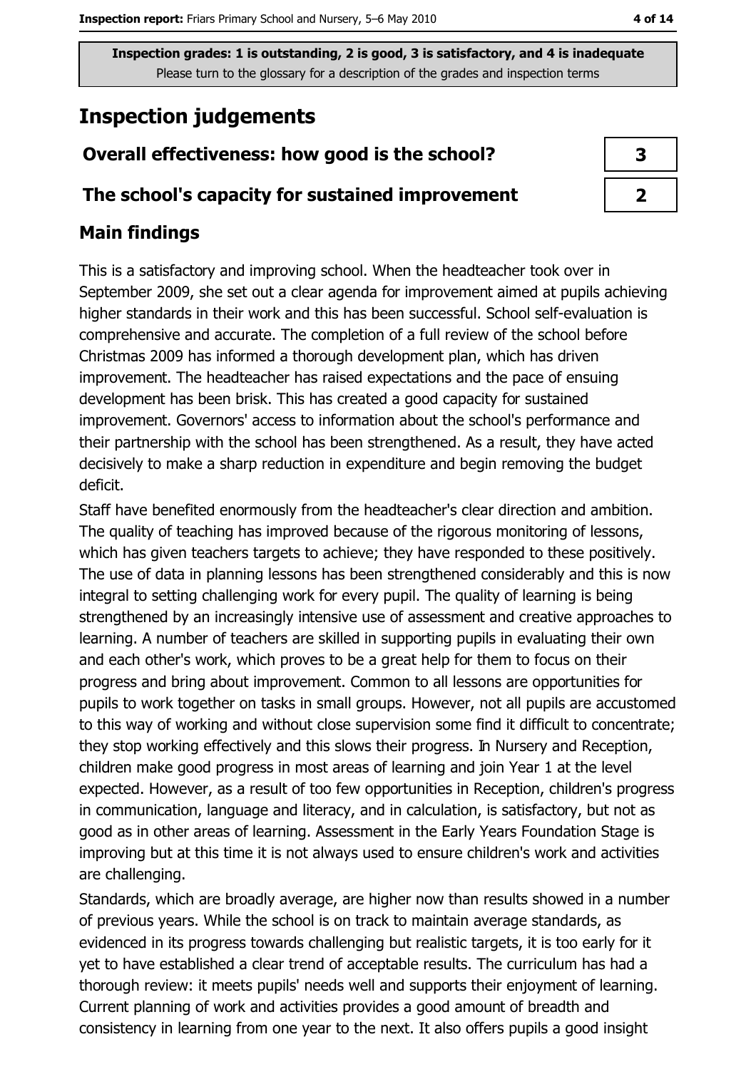Inspection grades: 1 is outstanding, 2 is good, 3 is satisfactory, and 4 is inadequate
Please turn to the glossary for a description of the grades and inspection terms

# Inspection judgements

| Overall effectiveness: how good is the school? | 3 |
|---|---|
| The school's capacity for sustained improvement | 2 |

## Main findings

This is a satisfactory and improving school. When the headteacher took over in September 2009, she set out a clear agenda for improvement aimed at pupils achieving higher standards in their work and this has been successful. School self-evaluation is comprehensive and accurate. The completion of a full review of the school before Christmas 2009 has informed a thorough development plan, which has driven improvement. The headteacher has raised expectations and the pace of ensuing development has been brisk. This has created a good capacity for sustained improvement. Governors' access to information about the school's performance and their partnership with the school has been strengthened. As a result, they have acted decisively to make a sharp reduction in expenditure and begin removing the budget deficit.

Staff have benefited enormously from the headteacher's clear direction and ambition. The quality of teaching has improved because of the rigorous monitoring of lessons, which has given teachers targets to achieve; they have responded to these positively. The use of data in planning lessons has been strengthened considerably and this is now integral to setting challenging work for every pupil. The quality of learning is being strengthened by an increasingly intensive use of assessment and creative approaches to learning. A number of teachers are skilled in supporting pupils in evaluating their own and each other's work, which proves to be a great help for them to focus on their progress and bring about improvement. Common to all lessons are opportunities for pupils to work together on tasks in small groups. However, not all pupils are accustomed to this way of working and without close supervision some find it difficult to concentrate; they stop working effectively and this slows their progress. In Nursery and Reception, children make good progress in most areas of learning and join Year 1 at the level expected. However, as a result of too few opportunities in Reception, children's progress in communication, language and literacy, and in calculation, is satisfactory, but not as good as in other areas of learning. Assessment in the Early Years Foundation Stage is improving but at this time it is not always used to ensure children's work and activities are challenging.

Standards, which are broadly average, are higher now than results showed in a number of previous years. While the school is on track to maintain average standards, as evidenced in its progress towards challenging but realistic targets, it is too early for it yet to have established a clear trend of acceptable results. The curriculum has had a thorough review: it meets pupils' needs well and supports their enjoyment of learning. Current planning of work and activities provides a good amount of breadth and consistency in learning from one year to the next. It also offers pupils a good insight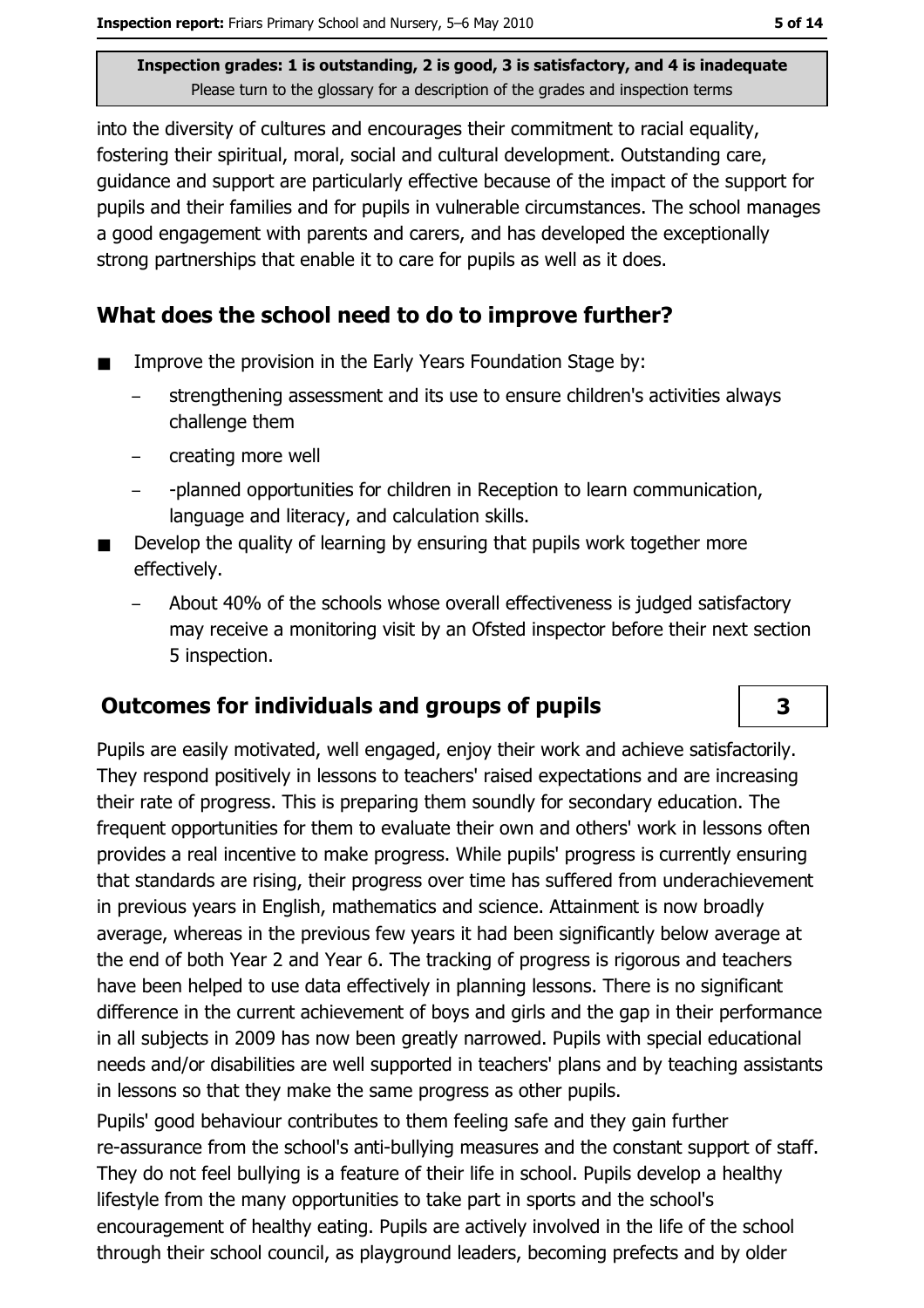into the diversity of cultures and encourages their commitment to racial equality, fostering their spiritual, moral, social and cultural development. Outstanding care, guidance and support are particularly effective because of the impact of the support for pupils and their families and for pupils in vulnerable circumstances. The school manages a good engagement with parents and carers, and has developed the exceptionally strong partnerships that enable it to care for pupils as well as it does.

## What does the school need to do to improve further?

- Improve the provision in the Early Years Foundation Stage by:
  - strengthening assessment and its use to ensure children's activities always challenge them
  - creating more well
  - -planned opportunities for children in Reception to learn communication, language and literacy, and calculation skills.
- Develop the quality of learning by ensuring that pupils work together more effectively.
  - About 40% of the schools whose overall effectiveness is judged satisfactory may receive a monitoring visit by an Ofsted inspector before their next section 5 inspection.

## Outcomes for individuals and groups of pupils

**3**

Pupils are easily motivated, well engaged, enjoy their work and achieve satisfactorily. They respond positively in lessons to teachers' raised expectations and are increasing their rate of progress. This is preparing them soundly for secondary education. The frequent opportunities for them to evaluate their own and others' work in lessons often provides a real incentive to make progress. While pupils' progress is currently ensuring that standards are rising, their progress over time has suffered from underachievement in previous years in English, mathematics and science. Attainment is now broadly average, whereas in the previous few years it had been significantly below average at the end of both Year 2 and Year 6. The tracking of progress is rigorous and teachers have been helped to use data effectively in planning lessons. There is no significant difference in the current achievement of boys and girls and the gap in their performance in all subjects in 2009 has now been greatly narrowed. Pupils with special educational needs and/or disabilities are well supported in teachers' plans and by teaching assistants in lessons so that they make the same progress as other pupils.

Pupils' good behaviour contributes to them feeling safe and they gain further re-assurance from the school's anti-bullying measures and the constant support of staff. They do not feel bullying is a feature of their life in school. Pupils develop a healthy lifestyle from the many opportunities to take part in sports and the school's encouragement of healthy eating. Pupils are actively involved in the life of the school through their school council, as playground leaders, becoming prefects and by older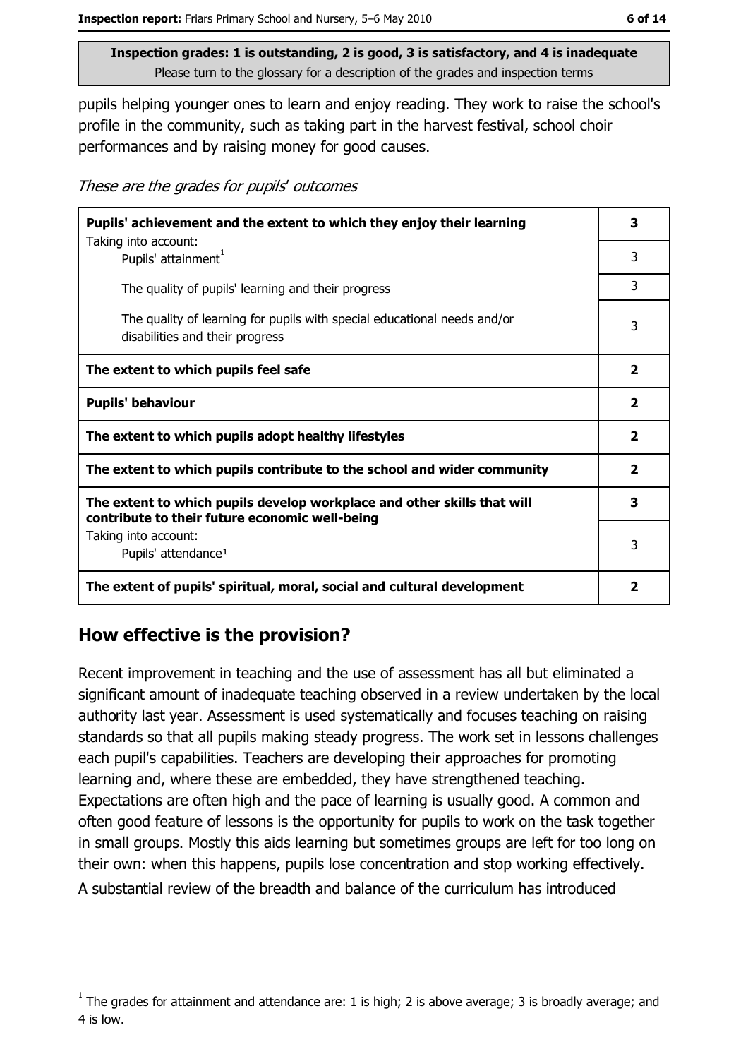**Inspection grades: 1 is outstanding, 2 is good, 3 is satisfactory, and 4 is inadequate**
Please turn to the glossary for a description of the grades and inspection terms

pupils helping younger ones to learn and enjoy reading. They work to raise the school's profile in the community, such as taking part in the harvest festival, school choir performances and by raising money for good causes.

*These are the grades for pupils' outcomes*

| | |
|---|---|
| **Pupils' achievement and the extent to which they enjoy their learning** | **3** |
| Taking into account: Pupils' attainment[1] | 3 |
| The quality of pupils' learning and their progress | 3 |
| The quality of learning for pupils with special educational needs and/or disabilities and their progress | 3 |
| **The extent to which pupils feel safe** | **2** |
| **Pupils' behaviour** | **2** |
| **The extent to which pupils adopt healthy lifestyles** | **2** |
| **The extent to which pupils contribute to the school and wider community** | **2** |
| **The extent to which pupils develop workplace and other skills that will contribute to their future economic well-being** | **3** |
| Taking into account: Pupils' attendance[1] | 3 |
| **The extent of pupils' spiritual, moral, social and cultural development** | **2** |

## How effective is the provision?

Recent improvement in teaching and the use of assessment has all but eliminated a significant amount of inadequate teaching observed in a review undertaken by the local authority last year. Assessment is used systematically and focuses teaching on raising standards so that all pupils making steady progress. The work set in lessons challenges each pupil's capabilities. Teachers are developing their approaches for promoting learning and, where these are embedded, they have strengthened teaching. Expectations are often high and the pace of learning is usually good. A common and often good feature of lessons is the opportunity for pupils to work on the task together in small groups. Mostly this aids learning but sometimes groups are left for too long on their own: when this happens, pupils lose concentration and stop working effectively.

A substantial review of the breadth and balance of the curriculum has introduced

[1] The grades for attainment and attendance are: 1 is high; 2 is above average; 3 is broadly average; and 4 is low.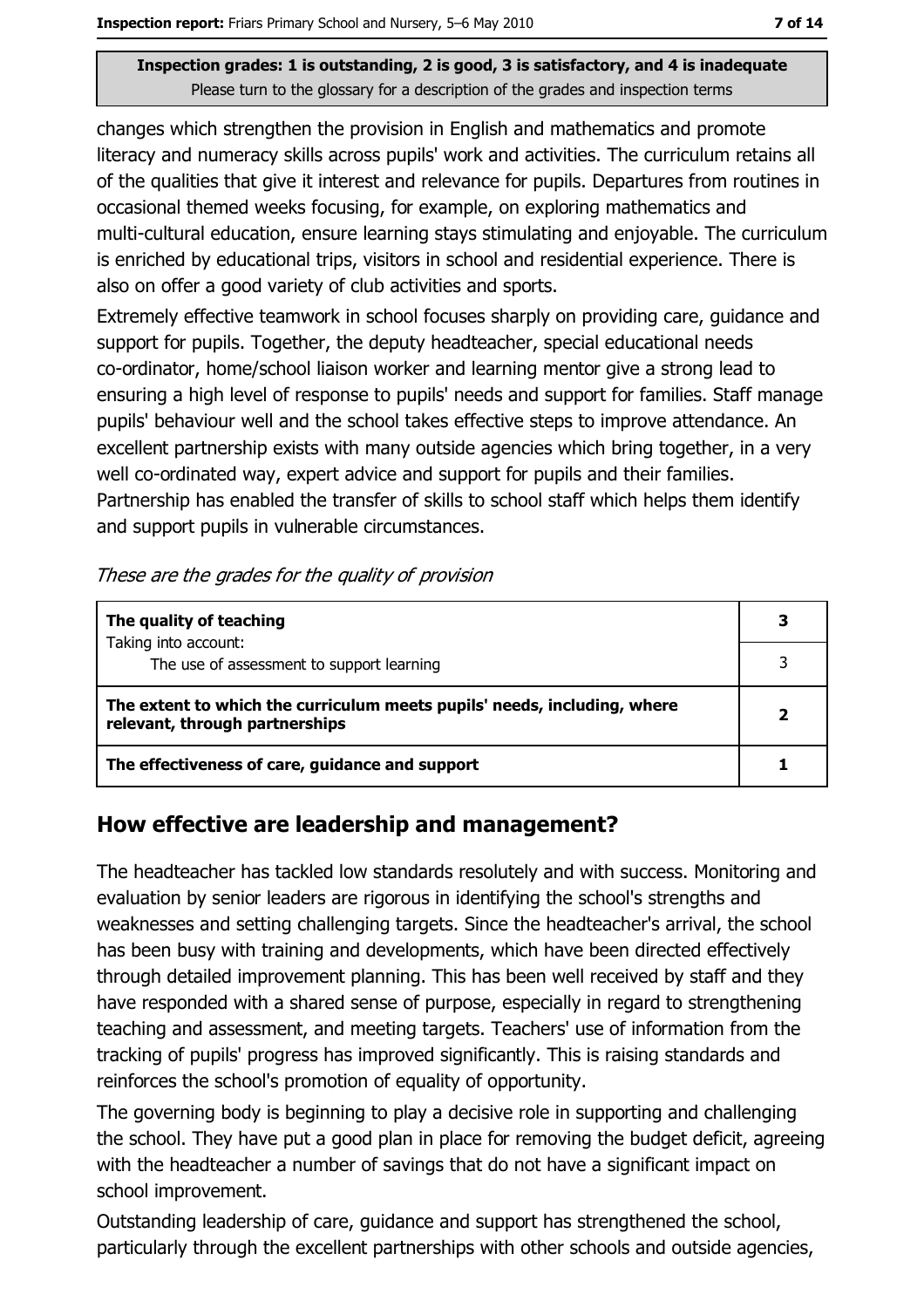changes which strengthen the provision in English and mathematics and promote literacy and numeracy skills across pupils' work and activities. The curriculum retains all of the qualities that give it interest and relevance for pupils. Departures from routines in occasional themed weeks focusing, for example, on exploring mathematics and multi-cultural education, ensure learning stays stimulating and enjoyable. The curriculum is enriched by educational trips, visitors in school and residential experience. There is also on offer a good variety of club activities and sports.

Extremely effective teamwork in school focuses sharply on providing care, guidance and support for pupils. Together, the deputy headteacher, special educational needs co-ordinator, home/school liaison worker and learning mentor give a strong lead to ensuring a high level of response to pupils' needs and support for families. Staff manage pupils' behaviour well and the school takes effective steps to improve attendance. An excellent partnership exists with many outside agencies which bring together, in a very well co-ordinated way, expert advice and support for pupils and their families. Partnership has enabled the transfer of skills to school staff which helps them identify and support pupils in vulnerable circumstances.

*These are the grades for the quality of provision*

| | |
|---|---|
| **The quality of teaching**<br>Taking into account: | **3** |
| The use of assessment to support learning | 3 |
| **The extent to which the curriculum meets pupils' needs, including, where relevant, through partnerships** | **2** |
| **The effectiveness of care, guidance and support** | **1** |

## How effective are leadership and management?

The headteacher has tackled low standards resolutely and with success. Monitoring and evaluation by senior leaders are rigorous in identifying the school's strengths and weaknesses and setting challenging targets. Since the headteacher's arrival, the school has been busy with training and developments, which have been directed effectively through detailed improvement planning. This has been well received by staff and they have responded with a shared sense of purpose, especially in regard to strengthening teaching and assessment, and meeting targets. Teachers' use of information from the tracking of pupils' progress has improved significantly. This is raising standards and reinforces the school's promotion of equality of opportunity.

The governing body is beginning to play a decisive role in supporting and challenging the school. They have put a good plan in place for removing the budget deficit, agreeing with the headteacher a number of savings that do not have a significant impact on school improvement.

Outstanding leadership of care, guidance and support has strengthened the school, particularly through the excellent partnerships with other schools and outside agencies,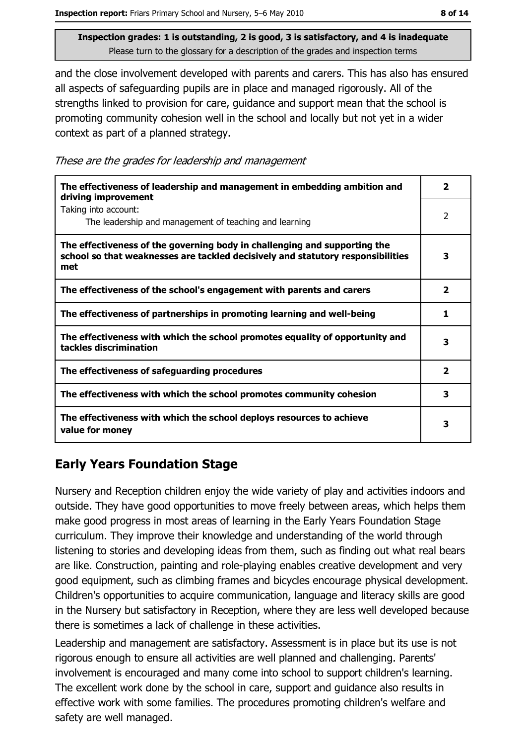**Inspection grades: 1 is outstanding, 2 is good, 3 is satisfactory, and 4 is inadequate**
Please turn to the glossary for a description of the grades and inspection terms

and the close involvement developed with parents and carers. This has also has ensured all aspects of safeguarding pupils are in place and managed rigorously. All of the strengths linked to provision for care, guidance and support mean that the school is promoting community cohesion well in the school and locally but not yet in a wider context as part of a planned strategy.

*These are the grades for leadership and management*

| | |
|---|---|
| **The effectiveness of leadership and management in embedding ambition and driving improvement** | **2** |
| Taking into account: The leadership and management of teaching and learning | 2 |
| **The effectiveness of the governing body in challenging and supporting the school so that weaknesses are tackled decisively and statutory responsibilities met** | **3** |
| **The effectiveness of the school's engagement with parents and carers** | **2** |
| **The effectiveness of partnerships in promoting learning and well-being** | **1** |
| **The effectiveness with which the school promotes equality of opportunity and tackles discrimination** | **3** |
| **The effectiveness of safeguarding procedures** | **2** |
| **The effectiveness with which the school promotes community cohesion** | **3** |
| **The effectiveness with which the school deploys resources to achieve value for money** | **3** |

## Early Years Foundation Stage

Nursery and Reception children enjoy the wide variety of play and activities indoors and outside. They have good opportunities to move freely between areas, which helps them make good progress in most areas of learning in the Early Years Foundation Stage curriculum. They improve their knowledge and understanding of the world through listening to stories and developing ideas from them, such as finding out what real bears are like. Construction, painting and role-playing enables creative development and very good equipment, such as climbing frames and bicycles encourage physical development. Children's opportunities to acquire communication, language and literacy skills are good in the Nursery but satisfactory in Reception, where they are less well developed because there is sometimes a lack of challenge in these activities.

Leadership and management are satisfactory. Assessment is in place but its use is not rigorous enough to ensure all activities are well planned and challenging. Parents' involvement is encouraged and many come into school to support children's learning. The excellent work done by the school in care, support and guidance also results in effective work with some families. The procedures promoting children's welfare and safety are well managed.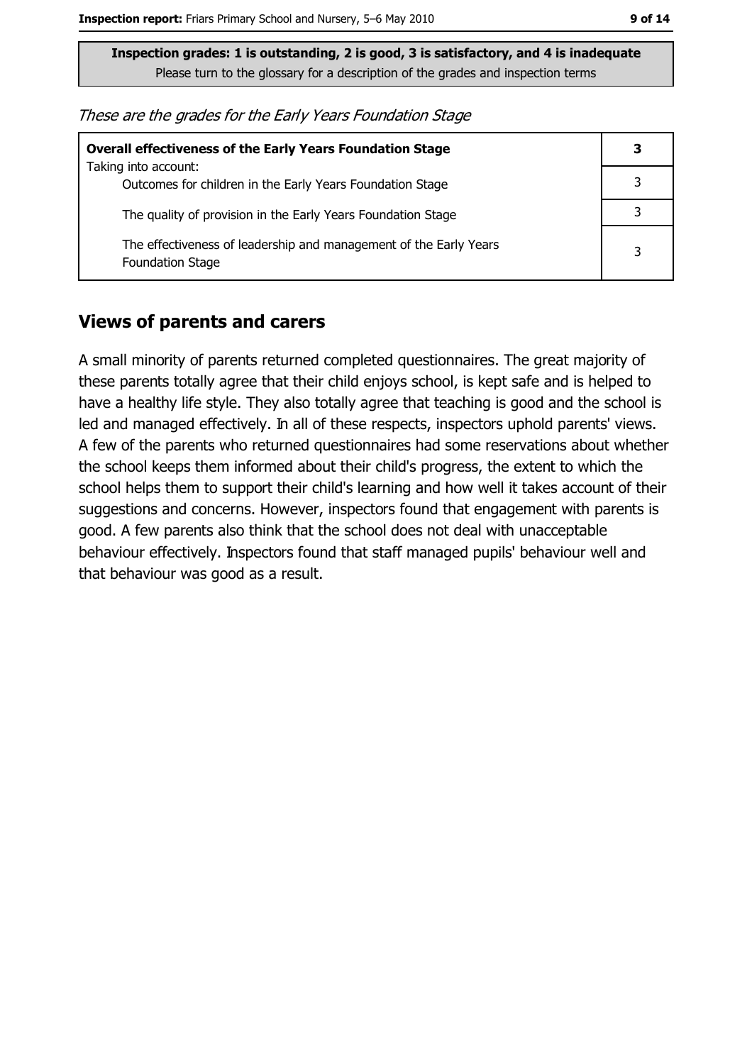**Inspection grades: 1 is outstanding, 2 is good, 3 is satisfactory, and 4 is inadequate**
Please turn to the glossary for a description of the grades and inspection terms

*These are the grades for the Early Years Foundation Stage*

| **Overall effectiveness of the Early Years Foundation Stage** Taking into account: | **3** |
|---|---|
| Outcomes for children in the Early Years Foundation Stage | 3 |
| The quality of provision in the Early Years Foundation Stage | 3 |
| The effectiveness of leadership and management of the Early Years Foundation Stage | 3 |

## Views of parents and carers

A small minority of parents returned completed questionnaires. The great majority of these parents totally agree that their child enjoys school, is kept safe and is helped to have a healthy life style. They also totally agree that teaching is good and the school is led and managed effectively. In all of these respects, inspectors uphold parents' views. A few of the parents who returned questionnaires had some reservations about whether the school keeps them informed about their child's progress, the extent to which the school helps them to support their child's learning and how well it takes account of their suggestions and concerns. However, inspectors found that engagement with parents is good. A few parents also think that the school does not deal with unacceptable behaviour effectively. Inspectors found that staff managed pupils' behaviour well and that behaviour was good as a result.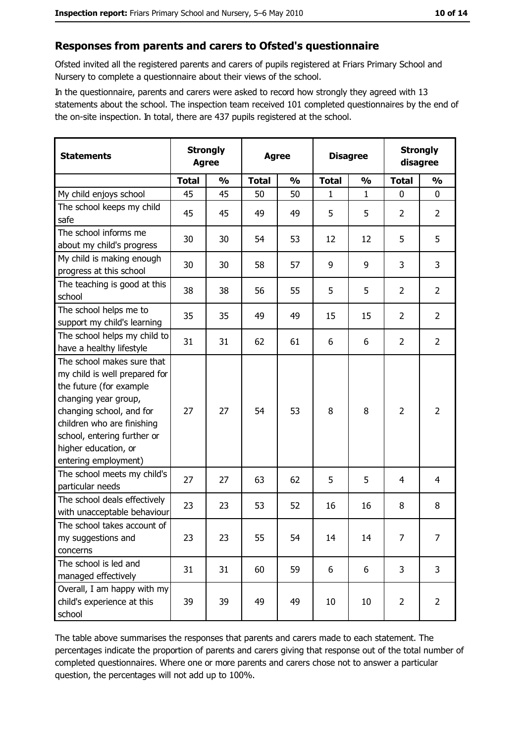## Responses from parents and carers to Ofsted's questionnaire

Ofsted invited all the registered parents and carers of pupils registered at Friars Primary School and Nursery to complete a questionnaire about their views of the school.

In the questionnaire, parents and carers were asked to record how strongly they agreed with 13 statements about the school. The inspection team received 101 completed questionnaires by the end of the on-site inspection. In total, there are 437 pupils registered at the school.

| Statements | Strongly Agree | | Agree | | Disagree | | Strongly disagree | |
|---|---|---|---|---|---|---|---|---|
| | Total | % | Total | % | Total | % | Total | % |
| My child enjoys school | 45 | 45 | 50 | 50 | 1 | 1 | 0 | 0 |
| The school keeps my child safe | 45 | 45 | 49 | 49 | 5 | 5 | 2 | 2 |
| The school informs me about my child's progress | 30 | 30 | 54 | 53 | 12 | 12 | 5 | 5 |
| My child is making enough progress at this school | 30 | 30 | 58 | 57 | 9 | 9 | 3 | 3 |
| The teaching is good at this school | 38 | 38 | 56 | 55 | 5 | 5 | 2 | 2 |
| The school helps me to support my child's learning | 35 | 35 | 49 | 49 | 15 | 15 | 2 | 2 |
| The school helps my child to have a healthy lifestyle | 31 | 31 | 62 | 61 | 6 | 6 | 2 | 2 |
| The school makes sure that my child is well prepared for the future (for example changing year group, changing school, and for children who are finishing school, entering further or higher education, or entering employment) | 27 | 27 | 54 | 53 | 8 | 8 | 2 | 2 |
| The school meets my child's particular needs | 27 | 27 | 63 | 62 | 5 | 5 | 4 | 4 |
| The school deals effectively with unacceptable behaviour | 23 | 23 | 53 | 52 | 16 | 16 | 8 | 8 |
| The school takes account of my suggestions and concerns | 23 | 23 | 55 | 54 | 14 | 14 | 7 | 7 |
| The school is led and managed effectively | 31 | 31 | 60 | 59 | 6 | 6 | 3 | 3 |
| Overall, I am happy with my child's experience at this school | 39 | 39 | 49 | 49 | 10 | 10 | 2 | 2 |

The table above summarises the responses that parents and carers made to each statement. The percentages indicate the proportion of parents and carers giving that response out of the total number of completed questionnaires. Where one or more parents and carers chose not to answer a particular question, the percentages will not add up to 100%.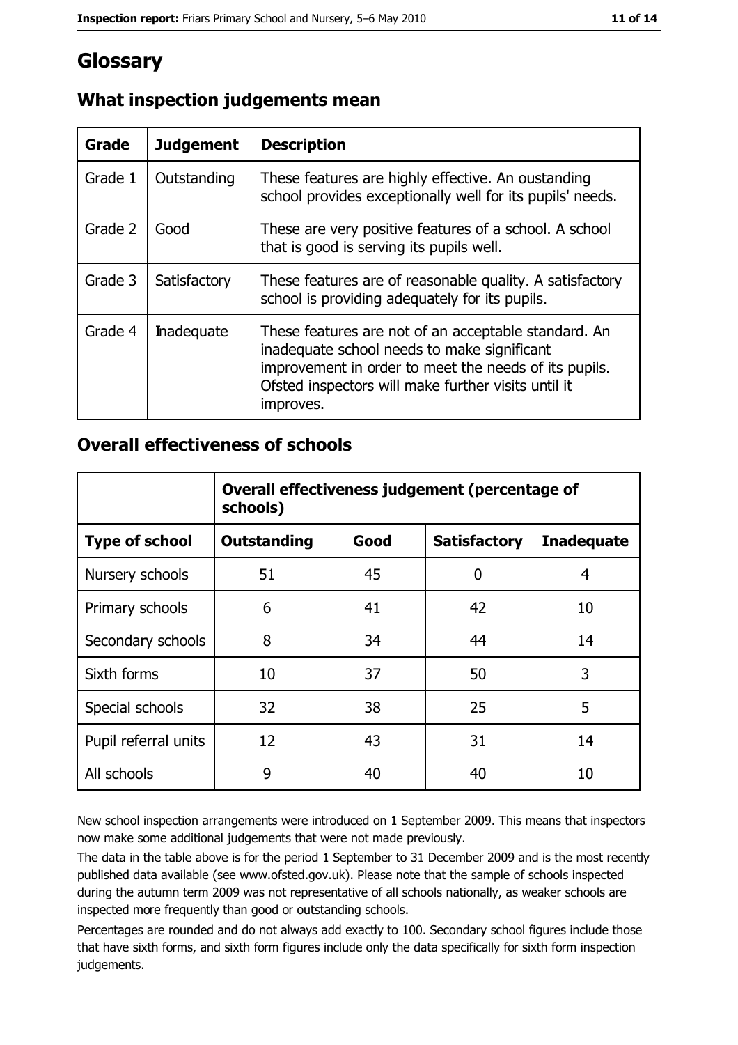# Glossary

## What inspection judgements mean

| Grade | Judgement | Description |
|---|---|---|
| Grade 1 | Outstanding | These features are highly effective. An oustanding school provides exceptionally well for its pupils' needs. |
| Grade 2 | Good | These are very positive features of a school. A school that is good is serving its pupils well. |
| Grade 3 | Satisfactory | These features are of reasonable quality. A satisfactory school is providing adequately for its pupils. |
| Grade 4 | Inadequate | These features are not of an acceptable standard. An inadequate school needs to make significant improvement in order to meet the needs of its pupils. Ofsted inspectors will make further visits until it improves. |

## Overall effectiveness of schools

| | Overall effectiveness judgement (percentage of schools) | | | |
|---|---|---|---|---|
| **Type of school** | **Outstanding** | **Good** | **Satisfactory** | **Inadequate** |
| Nursery schools | 51 | 45 | 0 | 4 |
| Primary schools | 6 | 41 | 42 | 10 |
| Secondary schools | 8 | 34 | 44 | 14 |
| Sixth forms | 10 | 37 | 50 | 3 |
| Special schools | 32 | 38 | 25 | 5 |
| Pupil referral units | 12 | 43 | 31 | 14 |
| All schools | 9 | 40 | 40 | 10 |

New school inspection arrangements were introduced on 1 September 2009. This means that inspectors now make some additional judgements that were not made previously.

The data in the table above is for the period 1 September to 31 December 2009 and is the most recently published data available (see www.ofsted.gov.uk). Please note that the sample of schools inspected during the autumn term 2009 was not representative of all schools nationally, as weaker schools are inspected more frequently than good or outstanding schools.

Percentages are rounded and do not always add exactly to 100. Secondary school figures include those that have sixth forms, and sixth form figures include only the data specifically for sixth form inspection judgements.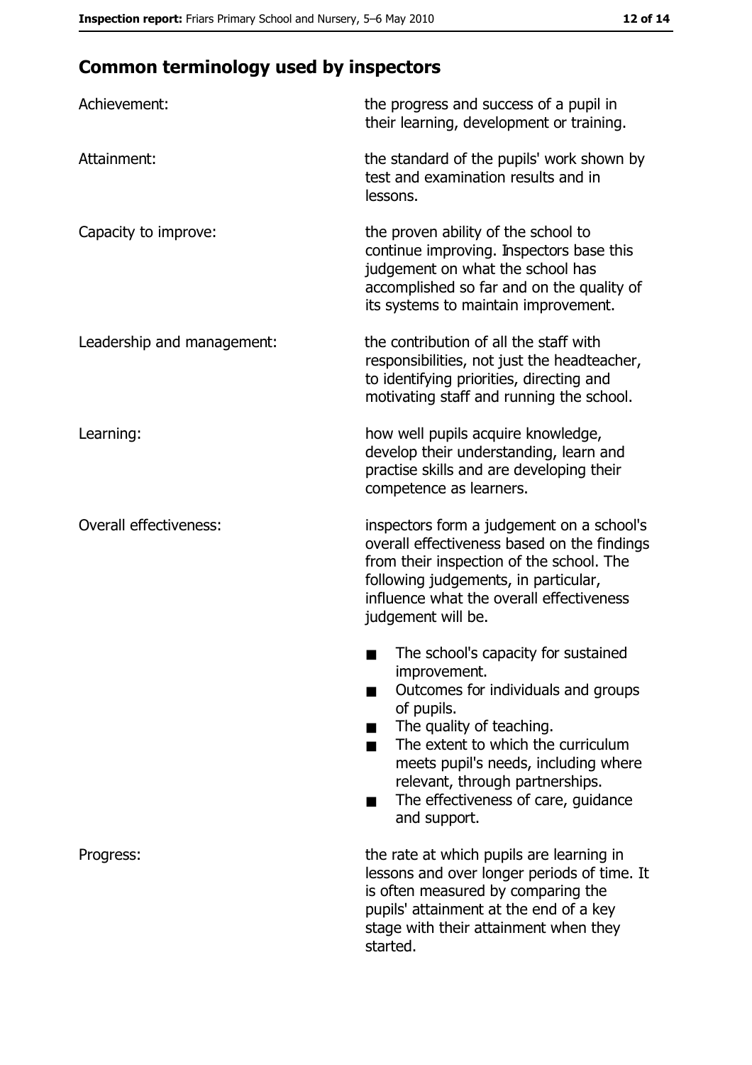## Common terminology used by inspectors

**Achievement:** the progress and success of a pupil in their learning, development or training.

**Attainment:** the standard of the pupils' work shown by test and examination results and in lessons.

**Capacity to improve:** the proven ability of the school to continue improving. Inspectors base this judgement on what the school has accomplished so far and on the quality of its systems to maintain improvement.

**Leadership and management:** the contribution of all the staff with responsibilities, not just the headteacher, to identifying priorities, directing and motivating staff and running the school.

**Learning:** how well pupils acquire knowledge, develop their understanding, learn and practise skills and are developing their competence as learners.

**Overall effectiveness:** inspectors form a judgement on a school's overall effectiveness based on the findings from their inspection of the school. The following judgements, in particular, influence what the overall effectiveness judgement will be.

- The school's capacity for sustained improvement.
- Outcomes for individuals and groups of pupils.
- The quality of teaching.
- The extent to which the curriculum meets pupil's needs, including where relevant, through partnerships.
- The effectiveness of care, guidance and support.

**Progress:** the rate at which pupils are learning in lessons and over longer periods of time. It is often measured by comparing the pupils' attainment at the end of a key stage with their attainment when they started.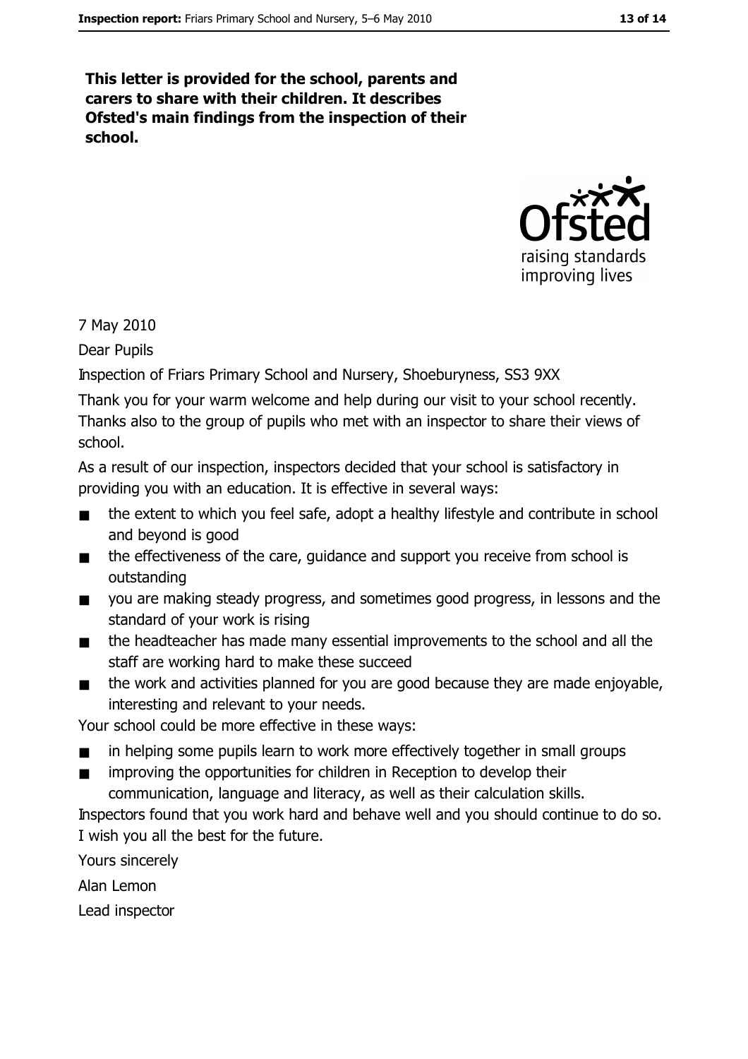**This letter is provided for the school, parents and carers to share with their children. It describes Ofsted's main findings from the inspection of their school.**

Ofsted
raising standards
improving lives

7 May 2010

Dear Pupils

Inspection of Friars Primary School and Nursery, Shoeburyness, SS3 9XX

Thank you for your warm welcome and help during our visit to your school recently. Thanks also to the group of pupils who met with an inspector to share their views of school.

As a result of our inspection, inspectors decided that your school is satisfactory in providing you with an education. It is effective in several ways:

- the extent to which you feel safe, adopt a healthy lifestyle and contribute in school and beyond is good
- the effectiveness of the care, guidance and support you receive from school is outstanding
- you are making steady progress, and sometimes good progress, in lessons and the standard of your work is rising
- the headteacher has made many essential improvements to the school and all the staff are working hard to make these succeed
- the work and activities planned for you are good because they are made enjoyable, interesting and relevant to your needs.

Your school could be more effective in these ways:

- in helping some pupils learn to work more effectively together in small groups
- improving the opportunities for children in Reception to develop their communication, language and literacy, as well as their calculation skills.

Inspectors found that you work hard and behave well and you should continue to do so. I wish you all the best for the future.

Yours sincerely

Alan Lemon

Lead inspector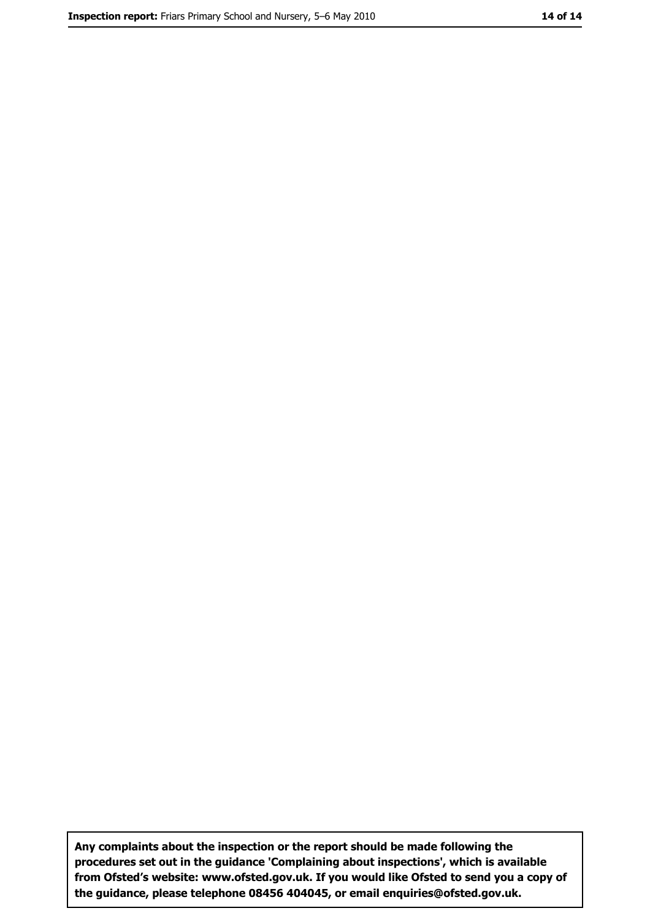**Any complaints about the inspection or the report should be made following the procedures set out in the guidance 'Complaining about inspections', which is available from Ofsted's website: www.ofsted.gov.uk. If you would like Ofsted to send you a copy of the guidance, please telephone 08456 404045, or email enquiries@ofsted.gov.uk.**